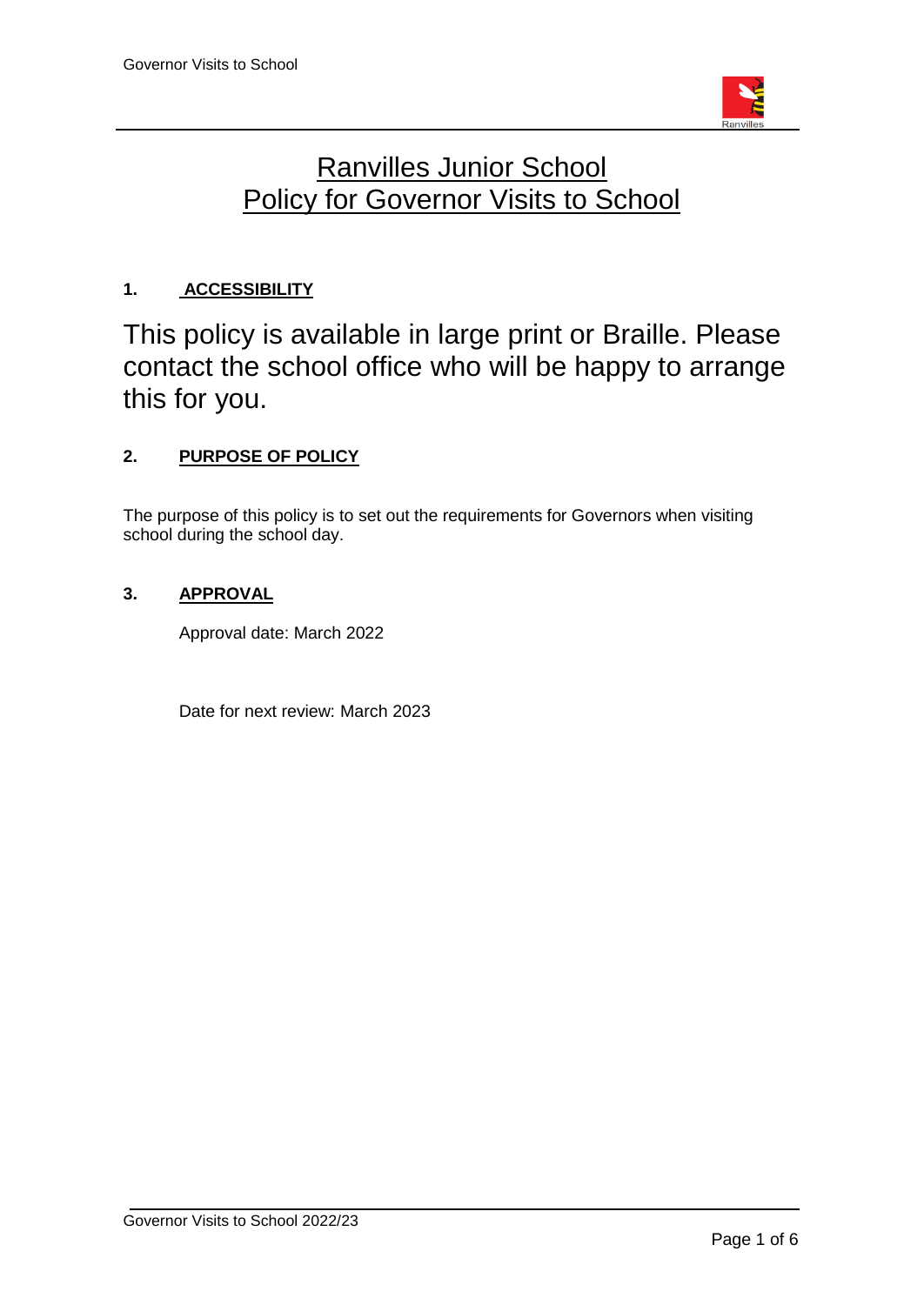# Ranvilles Junior School
# Policy for Governor Visits to School

## 1. ACCESSIBILITY

This policy is available in large print or Braille. Please contact the school office who will be happy to arrange this for you.

## 2. PURPOSE OF POLICY

The purpose of this policy is to set out the requirements for Governors when visiting school during the school day.

## 3. APPROVAL

Approval date: March 2022

Date for next review: March 2023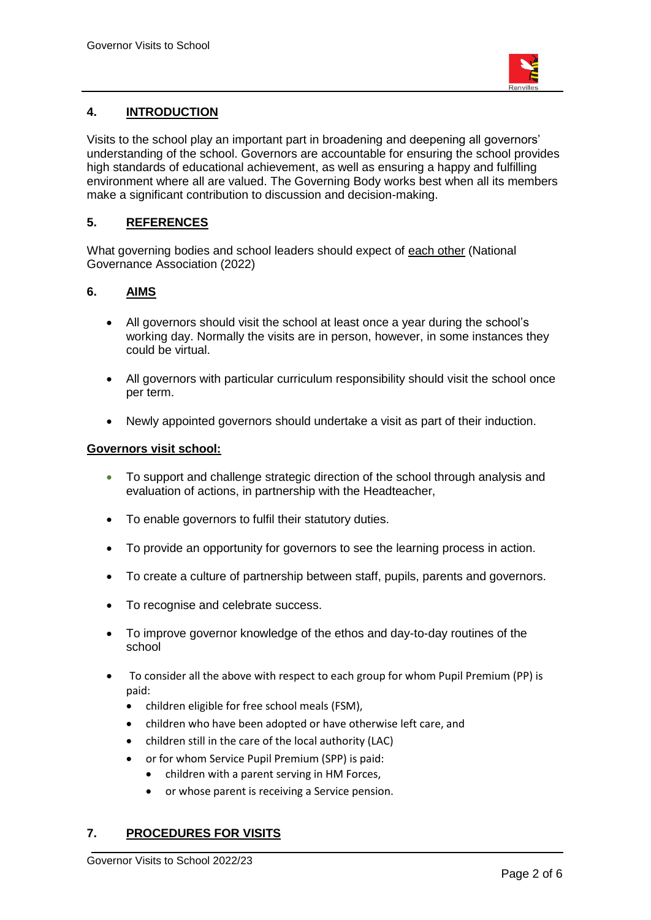## 4. INTRODUCTION

Visits to the school play an important part in broadening and deepening all governors' understanding of the school. Governors are accountable for ensuring the school provides high standards of educational achievement, as well as ensuring a happy and fulfilling environment where all are valued. The Governing Body works best when all its members make a significant contribution to discussion and decision-making.

## 5. REFERENCES

What governing bodies and school leaders should expect of each other (National Governance Association (2022)

## 6. AIMS

- All governors should visit the school at least once a year during the school's working day. Normally the visits are in person, however, in some instances they could be virtual.
- All governors with particular curriculum responsibility should visit the school once per term.
- Newly appointed governors should undertake a visit as part of their induction.

**Governors visit school:**

- To support and challenge strategic direction of the school through analysis and evaluation of actions, in partnership with the Headteacher,
- To enable governors to fulfil their statutory duties.
- To provide an opportunity for governors to see the learning process in action.
- To create a culture of partnership between staff, pupils, parents and governors.
- To recognise and celebrate success.
- To improve governor knowledge of the ethos and day-to-day routines of the school
- To consider all the above with respect to each group for whom Pupil Premium (PP) is paid:
  - children eligible for free school meals (FSM),
  - children who have been adopted or have otherwise left care, and
  - children still in the care of the local authority (LAC)
  - or for whom Service Pupil Premium (SPP) is paid:
    - children with a parent serving in HM Forces,
    - or whose parent is receiving a Service pension.

## 7. PROCEDURES FOR VISITS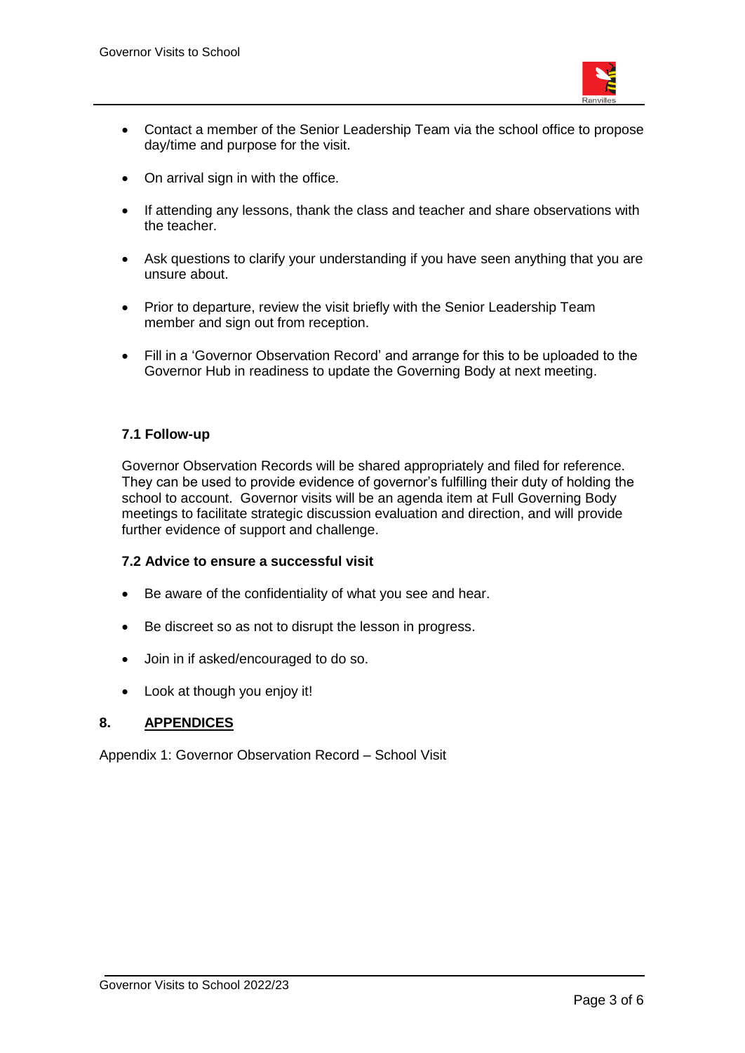- Contact a member of the Senior Leadership Team via the school office to propose day/time and purpose for the visit.
- On arrival sign in with the office.
- If attending any lessons, thank the class and teacher and share observations with the teacher.
- Ask questions to clarify your understanding if you have seen anything that you are unsure about.
- Prior to departure, review the visit briefly with the Senior Leadership Team member and sign out from reception.
- Fill in a 'Governor Observation Record' and arrange for this to be uploaded to the Governor Hub in readiness to update the Governing Body at next meeting.

### 7.1 Follow-up

Governor Observation Records will be shared appropriately and filed for reference. They can be used to provide evidence of governor's fulfilling their duty of holding the school to account. Governor visits will be an agenda item at Full Governing Body meetings to facilitate strategic discussion evaluation and direction, and will provide further evidence of support and challenge.

### 7.2 Advice to ensure a successful visit

- Be aware of the confidentiality of what you see and hear.
- Be discreet so as not to disrupt the lesson in progress.
- Join in if asked/encouraged to do so.
- Look at though you enjoy it!

## 8. APPENDICES

Appendix 1: Governor Observation Record – School Visit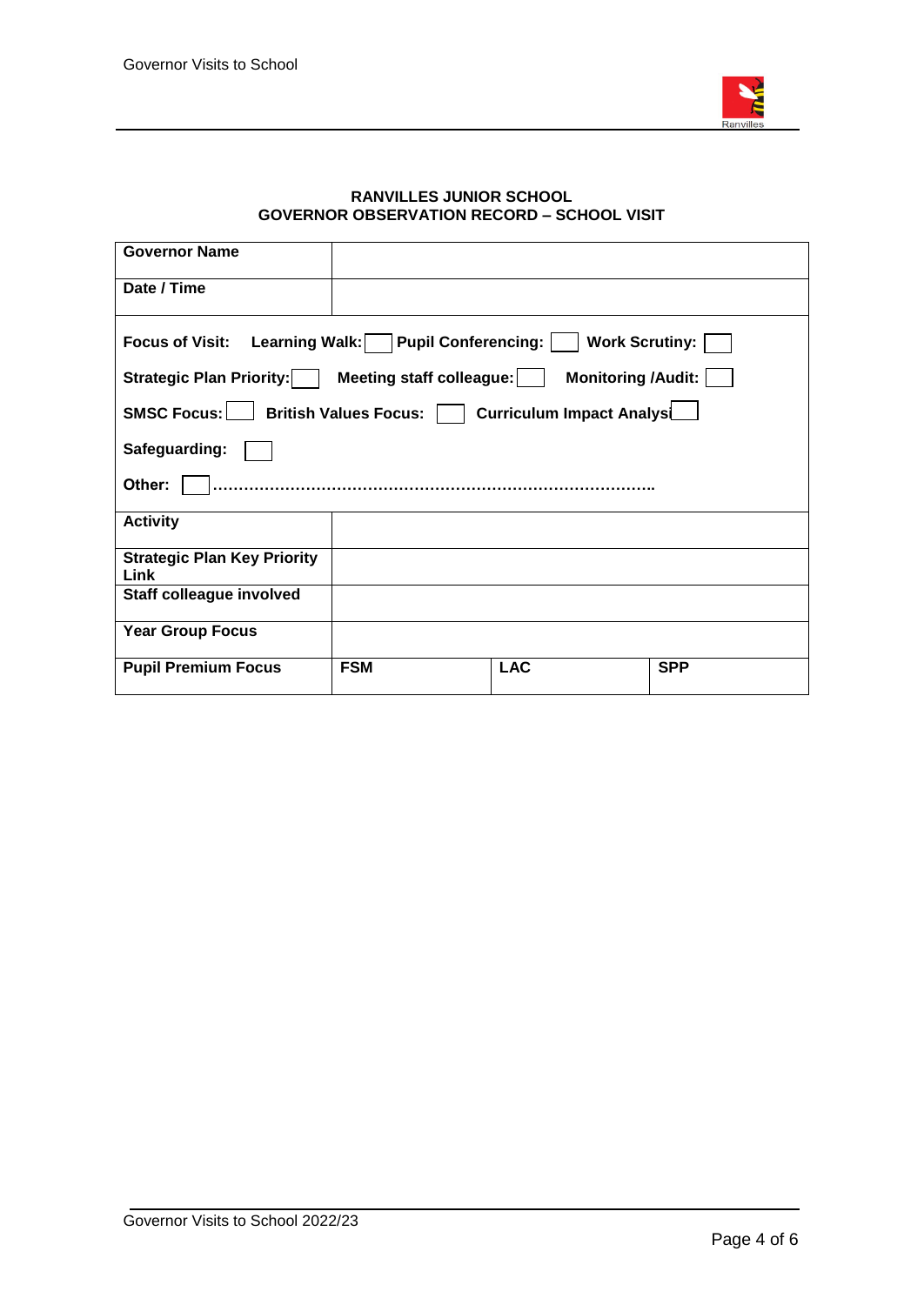**RANVILLES JUNIOR SCHOOL**
**GOVERNOR OBSERVATION RECORD – SCHOOL VISIT**

| **Governor Name** | | | |
|---|---|---|---|
| **Date / Time** | | | |
| **Focus of Visit:** **Learning Walk:** ☐ **Pupil Conferencing:** ☐ **Work Scrutiny:** ☐ **Strategic Plan Priority:** ☐ **Meeting staff colleague:** ☐ **Monitoring /Audit:** ☐ **SMSC Focus:** ☐ **British Values Focus:** ☐ **Curriculum Impact Analysi** ☐ **Safeguarding:** ☐ **Other:** ☐ ………………………………………………………………………….. | | | |
| **Activity** | | | |
| **Strategic Plan Key Priority Link** | | | |
| **Staff colleague involved** | | | |
| **Year Group Focus** | | | |
| **Pupil Premium Focus** | **FSM** | **LAC** | **SPP** |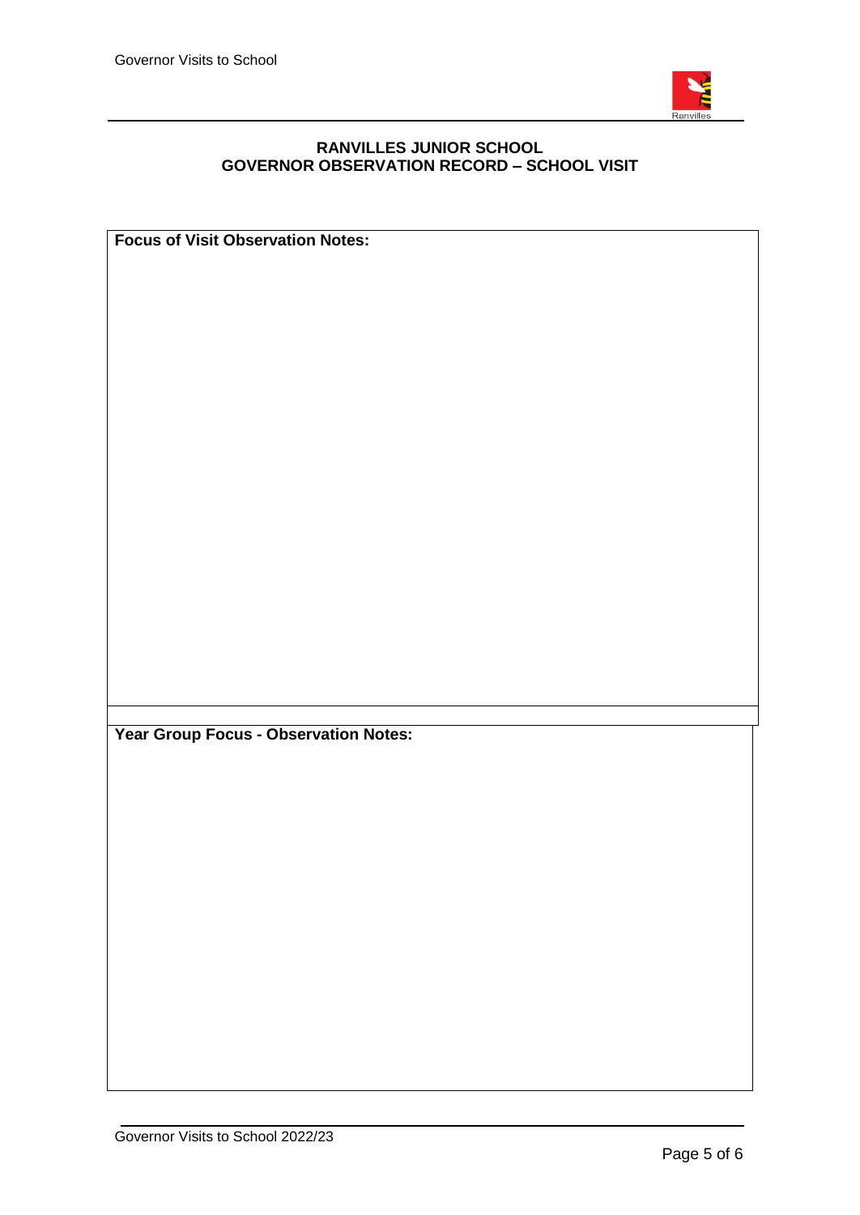**RANVILLES JUNIOR SCHOOL**
**GOVERNOR OBSERVATION RECORD – SCHOOL VISIT**

| **Focus of Visit Observation Notes:** |
| --- |
| |

| **Year Group Focus - Observation Notes:** |
| --- |
| |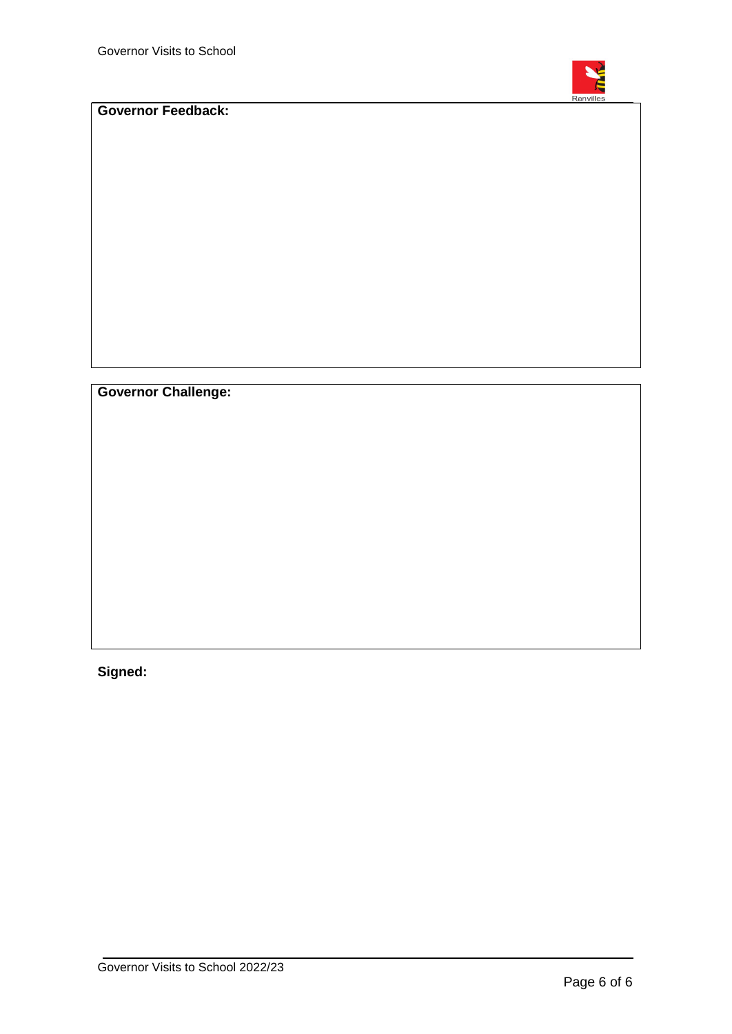**Governor Feedback:**

**Governor Challenge:**

**Signed:**